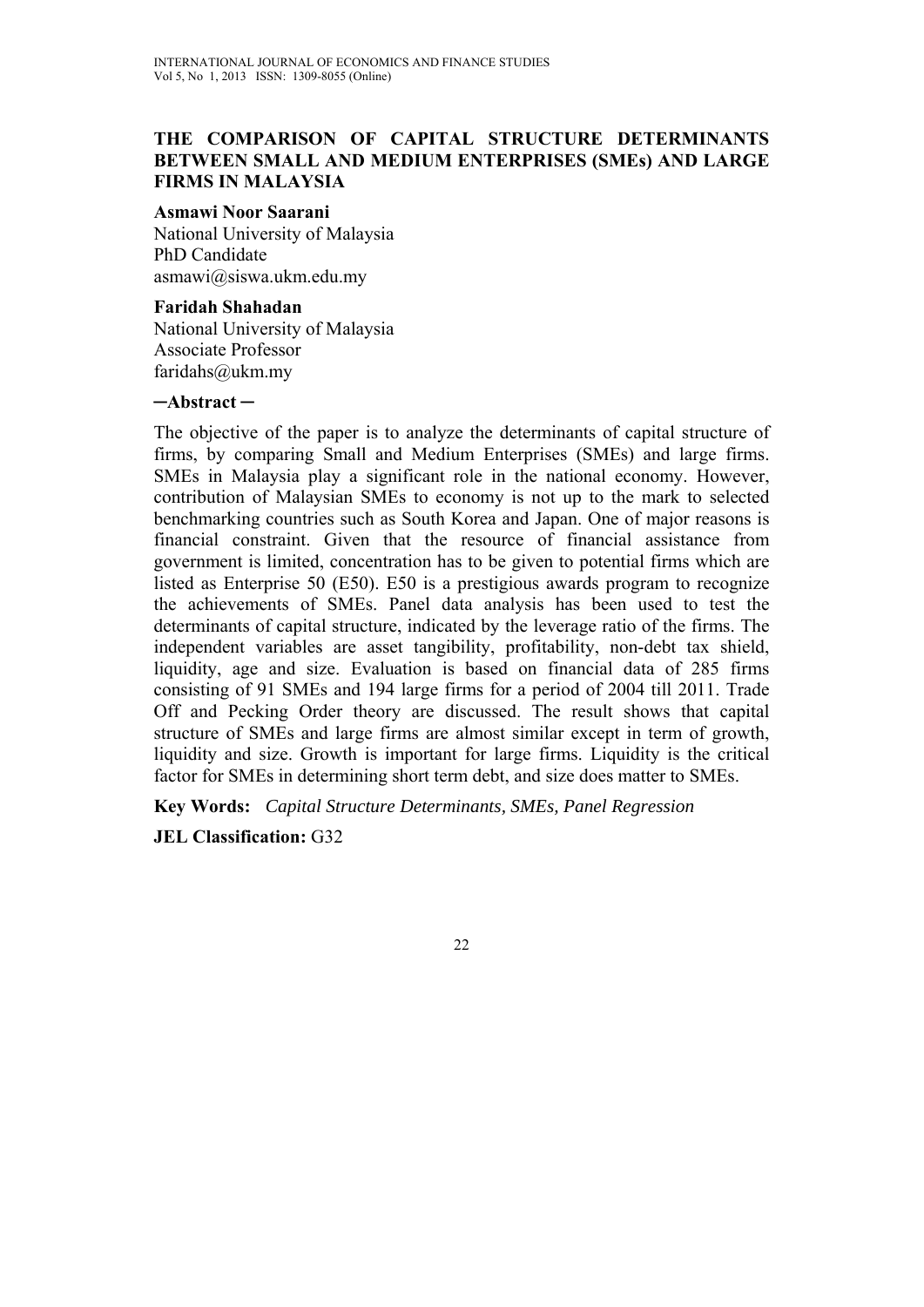# THE COMPARISON OF CAPITAL STRUCTURE DETERMINANTS BETWEEN SMALL AND MEDIUM ENTERPRISES (SMEs) AND LARGE FIRMS IN MALAYSIA

**Asmawi Noor Saarani**
National University of Malaysia
PhD Candidate
asmawi@siswa.ukm.edu.my

**Faridah Shahadan**
National University of Malaysia
Associate Professor
faridahs@ukm.my

**─Abstract ─**

The objective of the paper is to analyze the determinants of capital structure of firms, by comparing Small and Medium Enterprises (SMEs) and large firms. SMEs in Malaysia play a significant role in the national economy. However, contribution of Malaysian SMEs to economy is not up to the mark to selected benchmarking countries such as South Korea and Japan. One of major reasons is financial constraint. Given that the resource of financial assistance from government is limited, concentration has to be given to potential firms which are listed as Enterprise 50 (E50). E50 is a prestigious awards program to recognize the achievements of SMEs. Panel data analysis has been used to test the determinants of capital structure, indicated by the leverage ratio of the firms. The independent variables are asset tangibility, profitability, non-debt tax shield, liquidity, age and size. Evaluation is based on financial data of 285 firms consisting of 91 SMEs and 194 large firms for a period of 2004 till 2011. Trade Off and Pecking Order theory are discussed. The result shows that capital structure of SMEs and large firms are almost similar except in term of growth, liquidity and size. Growth is important for large firms. Liquidity is the critical factor for SMEs in determining short term debt, and size does matter to SMEs.

**Key Words:** *Capital Structure Determinants, SMEs, Panel Regression*

**JEL Classification:** G32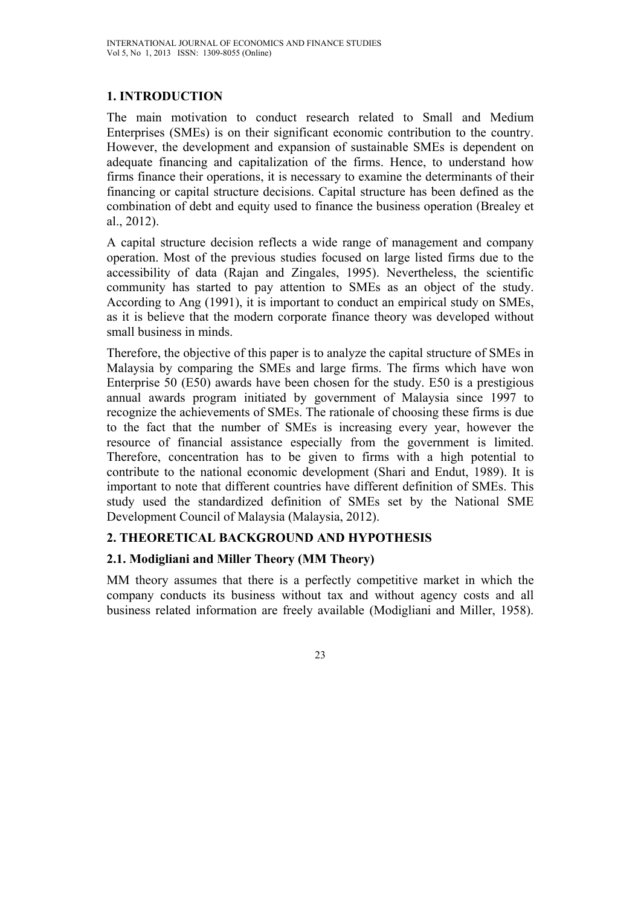## 1. INTRODUCTION

The main motivation to conduct research related to Small and Medium Enterprises (SMEs) is on their significant economic contribution to the country. However, the development and expansion of sustainable SMEs is dependent on adequate financing and capitalization of the firms. Hence, to understand how firms finance their operations, it is necessary to examine the determinants of their financing or capital structure decisions. Capital structure has been defined as the combination of debt and equity used to finance the business operation (Brealey et al., 2012).

A capital structure decision reflects a wide range of management and company operation. Most of the previous studies focused on large listed firms due to the accessibility of data (Rajan and Zingales, 1995). Nevertheless, the scientific community has started to pay attention to SMEs as an object of the study. According to Ang (1991), it is important to conduct an empirical study on SMEs, as it is believe that the modern corporate finance theory was developed without small business in minds.

Therefore, the objective of this paper is to analyze the capital structure of SMEs in Malaysia by comparing the SMEs and large firms. The firms which have won Enterprise 50 (E50) awards have been chosen for the study. E50 is a prestigious annual awards program initiated by government of Malaysia since 1997 to recognize the achievements of SMEs. The rationale of choosing these firms is due to the fact that the number of SMEs is increasing every year, however the resource of financial assistance especially from the government is limited. Therefore, concentration has to be given to firms with a high potential to contribute to the national economic development (Shari and Endut, 1989). It is important to note that different countries have different definition of SMEs. This study used the standardized definition of SMEs set by the National SME Development Council of Malaysia (Malaysia, 2012).

## 2. THEORETICAL BACKGROUND AND HYPOTHESIS

### 2.1. Modigliani and Miller Theory (MM Theory)

MM theory assumes that there is a perfectly competitive market in which the company conducts its business without tax and without agency costs and all business related information are freely available (Modigliani and Miller, 1958).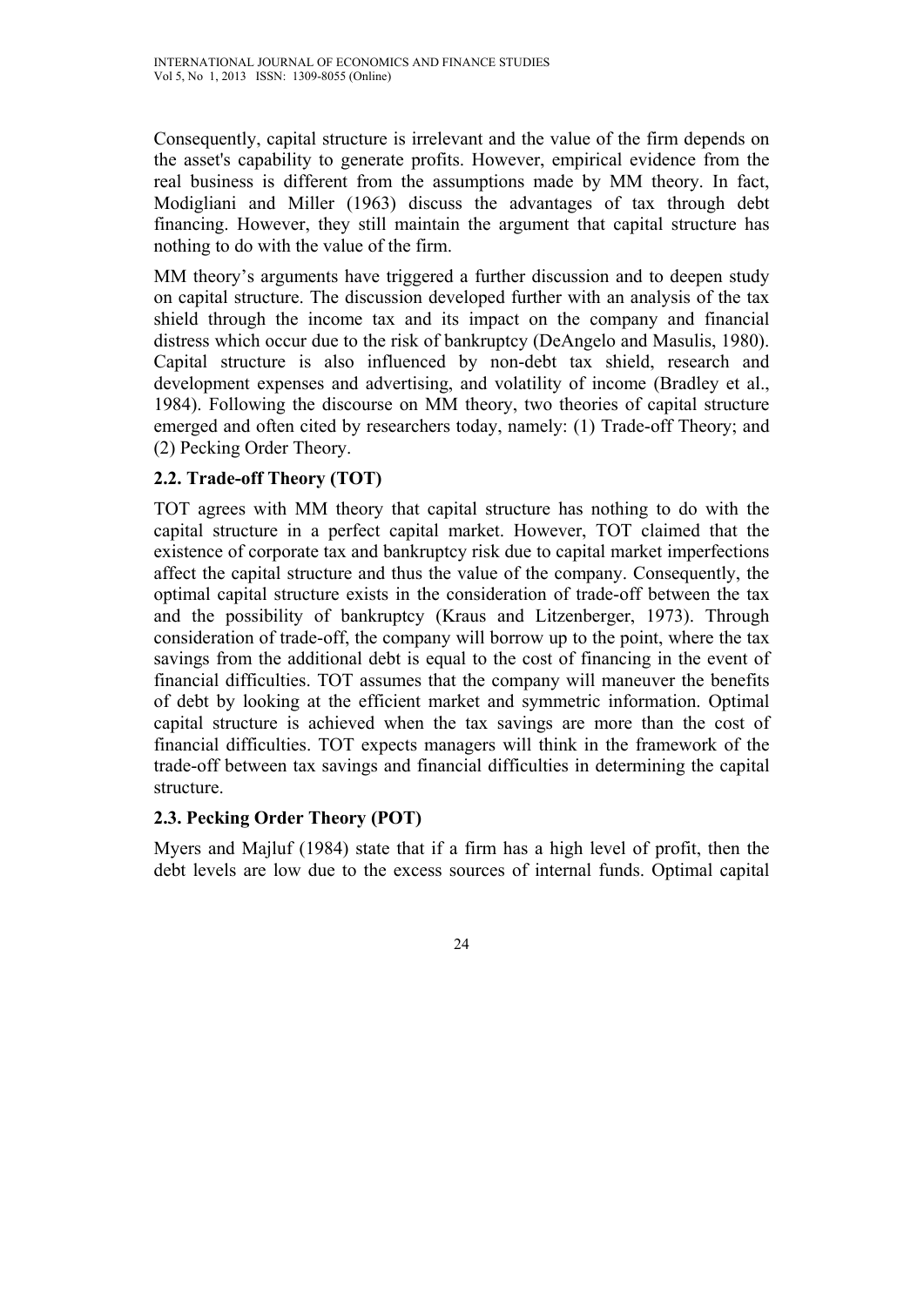Consequently, capital structure is irrelevant and the value of the firm depends on the asset's capability to generate profits. However, empirical evidence from the real business is different from the assumptions made by MM theory. In fact, Modigliani and Miller (1963) discuss the advantages of tax through debt financing. However, they still maintain the argument that capital structure has nothing to do with the value of the firm.

MM theory's arguments have triggered a further discussion and to deepen study on capital structure. The discussion developed further with an analysis of the tax shield through the income tax and its impact on the company and financial distress which occur due to the risk of bankruptcy (DeAngelo and Masulis, 1980). Capital structure is also influenced by non-debt tax shield, research and development expenses and advertising, and volatility of income (Bradley et al., 1984). Following the discourse on MM theory, two theories of capital structure emerged and often cited by researchers today, namely: (1) Trade-off Theory; and (2) Pecking Order Theory.

### 2.2. Trade-off Theory (TOT)

TOT agrees with MM theory that capital structure has nothing to do with the capital structure in a perfect capital market. However, TOT claimed that the existence of corporate tax and bankruptcy risk due to capital market imperfections affect the capital structure and thus the value of the company. Consequently, the optimal capital structure exists in the consideration of trade-off between the tax and the possibility of bankruptcy (Kraus and Litzenberger, 1973). Through consideration of trade-off, the company will borrow up to the point, where the tax savings from the additional debt is equal to the cost of financing in the event of financial difficulties. TOT assumes that the company will maneuver the benefits of debt by looking at the efficient market and symmetric information. Optimal capital structure is achieved when the tax savings are more than the cost of financial difficulties. TOT expects managers will think in the framework of the trade-off between tax savings and financial difficulties in determining the capital structure.

### 2.3. Pecking Order Theory (POT)

Myers and Majluf (1984) state that if a firm has a high level of profit, then the debt levels are low due to the excess sources of internal funds. Optimal capital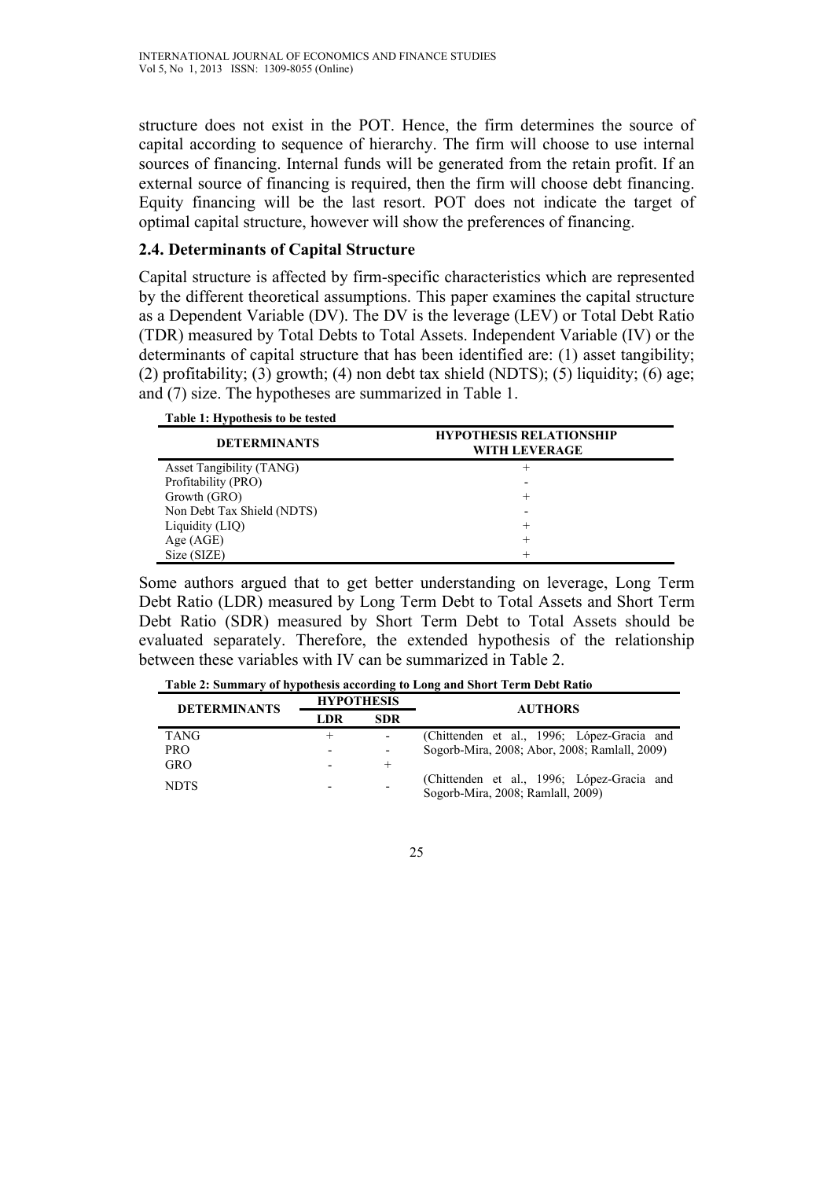structure does not exist in the POT. Hence, the firm determines the source of capital according to sequence of hierarchy. The firm will choose to use internal sources of financing. Internal funds will be generated from the retain profit. If an external source of financing is required, then the firm will choose debt financing. Equity financing will be the last resort. POT does not indicate the target of optimal capital structure, however will show the preferences of financing.

## 2.4. Determinants of Capital Structure

Capital structure is affected by firm-specific characteristics which are represented by the different theoretical assumptions. This paper examines the capital structure as a Dependent Variable (DV). The DV is the leverage (LEV) or Total Debt Ratio (TDR) measured by Total Debts to Total Assets. Independent Variable (IV) or the determinants of capital structure that has been identified are: (1) asset tangibility; (2) profitability; (3) growth; (4) non debt tax shield (NDTS); (5) liquidity; (6) age; and (7) size. The hypotheses are summarized in Table 1.

**Table 1: Hypothesis to be tested**

| DETERMINANTS | HYPOTHESIS RELATIONSHIP WITH LEVERAGE |
|---|---|
| Asset Tangibility (TANG) | + |
| Profitability (PRO) | - |
| Growth (GRO) | + |
| Non Debt Tax Shield (NDTS) | - |
| Liquidity (LIQ) | + |
| Age (AGE) | + |
| Size (SIZE) | + |

Some authors argued that to get better understanding on leverage, Long Term Debt Ratio (LDR) measured by Long Term Debt to Total Assets and Short Term Debt Ratio (SDR) measured by Short Term Debt to Total Assets should be evaluated separately. Therefore, the extended hypothesis of the relationship between these variables with IV can be summarized in Table 2.

**Table 2: Summary of hypothesis according to Long and Short Term Debt Ratio**

| DETERMINANTS | HYPOTHESIS | | AUTHORS |
|---|---|---|---|
| | LDR | SDR | |
| TANG | + | - | (Chittenden et al., 1996; López-Gracia and Sogorb-Mira, 2008; Abor, 2008; Ramlall, 2009) |
| PRO | - | - | |
| GRO | - | + | |
| NDTS | - | - | (Chittenden et al., 1996; López-Gracia and Sogorb-Mira, 2008; Ramlall, 2009) |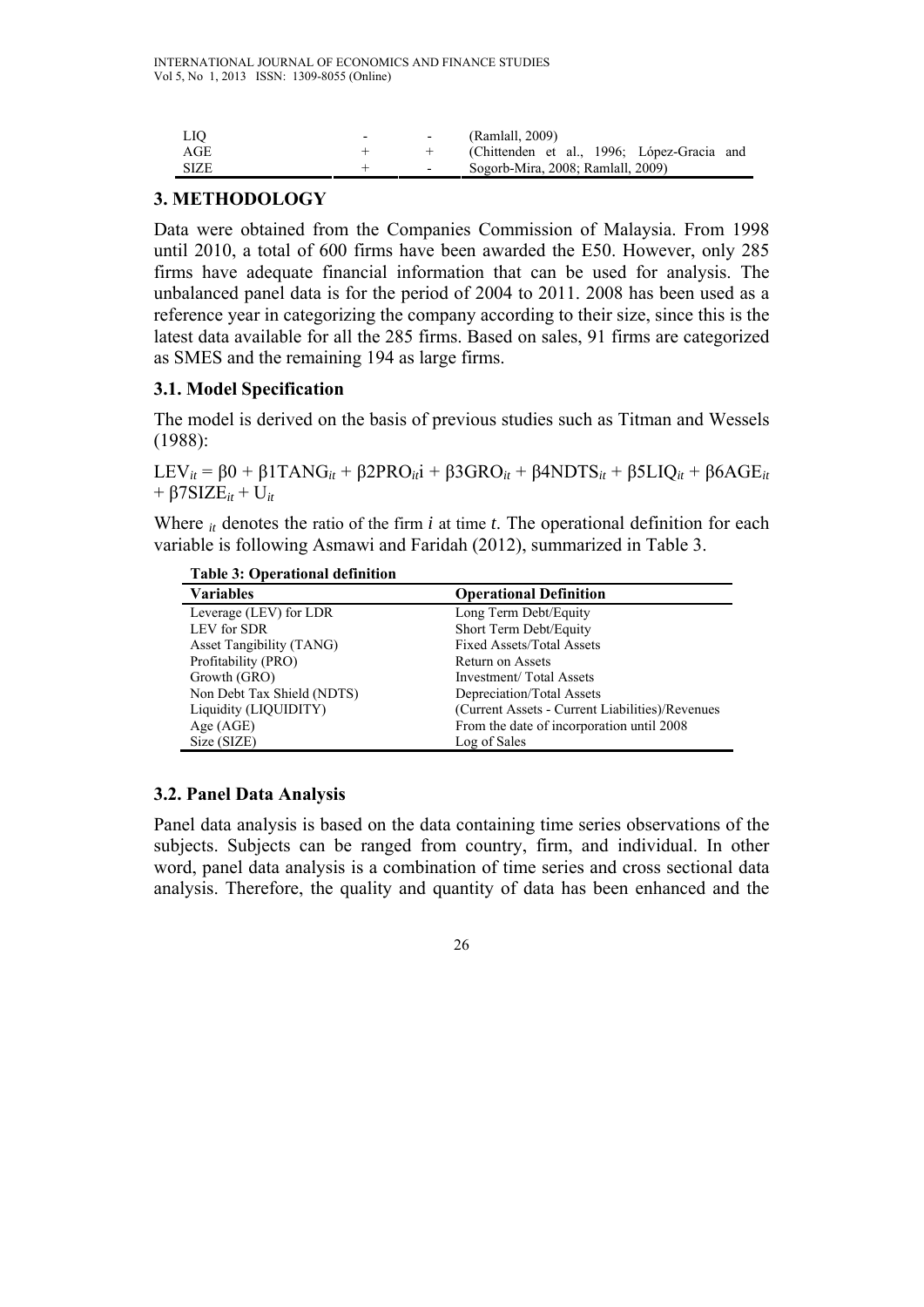| | | | |
|---|---|---|---|
| LIQ | - | - | (Ramlall, 2009) |
| AGE | + | + | (Chittenden et al., 1996; López-Gracia and |
| SIZE | + | - | Sogorb-Mira, 2008; Ramlall, 2009) |

## 3. METHODOLOGY

Data were obtained from the Companies Commission of Malaysia. From 1998 until 2010, a total of 600 firms have been awarded the E50. However, only 285 firms have adequate financial information that can be used for analysis. The unbalanced panel data is for the period of 2004 to 2011. 2008 has been used as a reference year in categorizing the company according to their size, since this is the latest data available for all the 285 firms. Based on sales, 91 firms are categorized as SMES and the remaining 194 as large firms.

### 3.1. Model Specification

The model is derived on the basis of previous studies such as Titman and Wessels (1988):

$$LEV_{it} = \beta 0 + \beta 1TANG_{it} + \beta 2PRO_{it}i + \beta 3GRO_{it} + \beta 4NDTS_{it} + \beta 5LIQ_{it} + \beta 6AGE_{it} + \beta 7SIZE_{it} + U_{it}$$

Where $_{it}$ denotes the ratio of the firm $i$ at time $t$. The operational definition for each variable is following Asmawi and Faridah (2012), summarized in Table 3.

**Table 3: Operational definition**

| Variables | Operational Definition |
|---|---|
| Leverage (LEV) for LDR | Long Term Debt/Equity |
| LEV for SDR | Short Term Debt/Equity |
| Asset Tangibility (TANG) | Fixed Assets/Total Assets |
| Profitability (PRO) | Return on Assets |
| Growth (GRO) | Investment/ Total Assets |
| Non Debt Tax Shield (NDTS) | Depreciation/Total Assets |
| Liquidity (LIQUIDITY) | (Current Assets - Current Liabilities)/Revenues |
| Age (AGE) | From the date of incorporation until 2008 |
| Size (SIZE) | Log of Sales |

### 3.2. Panel Data Analysis

Panel data analysis is based on the data containing time series observations of the subjects. Subjects can be ranged from country, firm, and individual. In other word, panel data analysis is a combination of time series and cross sectional data analysis. Therefore, the quality and quantity of data has been enhanced and the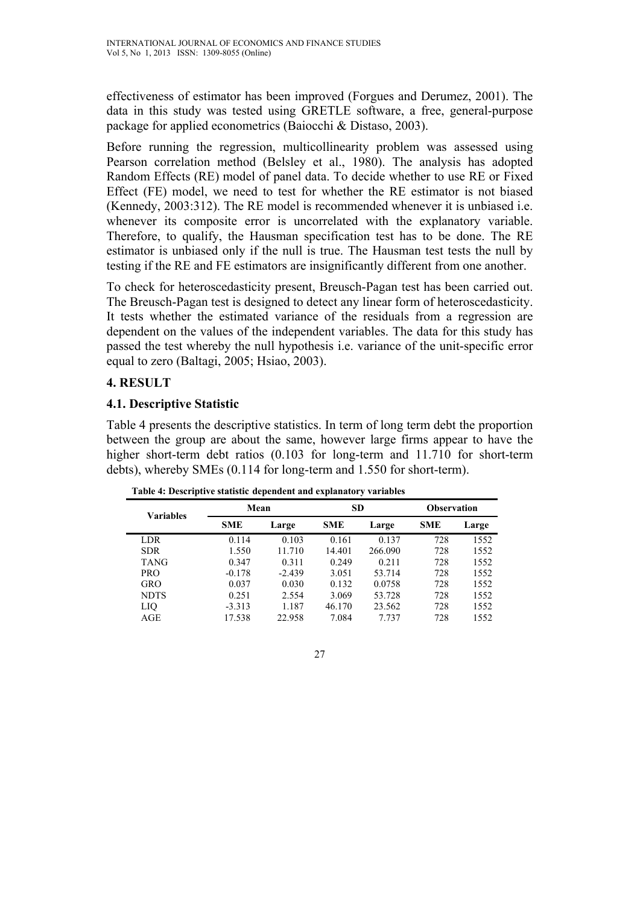effectiveness of estimator has been improved (Forgues and Derumez, 2001). The data in this study was tested using GRETLE software, a free, general-purpose package for applied econometrics (Baiocchi & Distaso, 2003).

Before running the regression, multicollinearity problem was assessed using Pearson correlation method (Belsley et al., 1980). The analysis has adopted Random Effects (RE) model of panel data. To decide whether to use RE or Fixed Effect (FE) model, we need to test for whether the RE estimator is not biased (Kennedy, 2003:312). The RE model is recommended whenever it is unbiased i.e. whenever its composite error is uncorrelated with the explanatory variable. Therefore, to qualify, the Hausman specification test has to be done. The RE estimator is unbiased only if the null is true. The Hausman test tests the null by testing if the RE and FE estimators are insignificantly different from one another.

To check for heteroscedasticity present, Breusch-Pagan test has been carried out. The Breusch-Pagan test is designed to detect any linear form of heteroscedasticity. It tests whether the estimated variance of the residuals from a regression are dependent on the values of the independent variables. The data for this study has passed the test whereby the null hypothesis i.e. variance of the unit-specific error equal to zero (Baltagi, 2005; Hsiao, 2003).

## 4. RESULT

### 4.1. Descriptive Statistic

Table 4 presents the descriptive statistics. In term of long term debt the proportion between the group are about the same, however large firms appear to have the higher short-term debt ratios (0.103 for long-term and 11.710 for short-term debts), whereby SMEs (0.114 for long-term and 1.550 for short-term).

**Table 4: Descriptive statistic dependent and explanatory variables**

| Variables | Mean | | SD | | Observation | |
|---|---|---|---|---|---|---|
| | SME | Large | SME | Large | SME | Large |
| LDR | 0.114 | 0.103 | 0.161 | 0.137 | 728 | 1552 |
| SDR | 1.550 | 11.710 | 14.401 | 266.090 | 728 | 1552 |
| TANG | 0.347 | 0.311 | 0.249 | 0.211 | 728 | 1552 |
| PRO | -0.178 | -2.439 | 3.051 | 53.714 | 728 | 1552 |
| GRO | 0.037 | 0.030 | 0.132 | 0.0758 | 728 | 1552 |
| NDTS | 0.251 | 2.554 | 3.069 | 53.728 | 728 | 1552 |
| LIQ | -3.313 | 1.187 | 46.170 | 23.562 | 728 | 1552 |
| AGE | 17.538 | 22.958 | 7.084 | 7.737 | 728 | 1552 |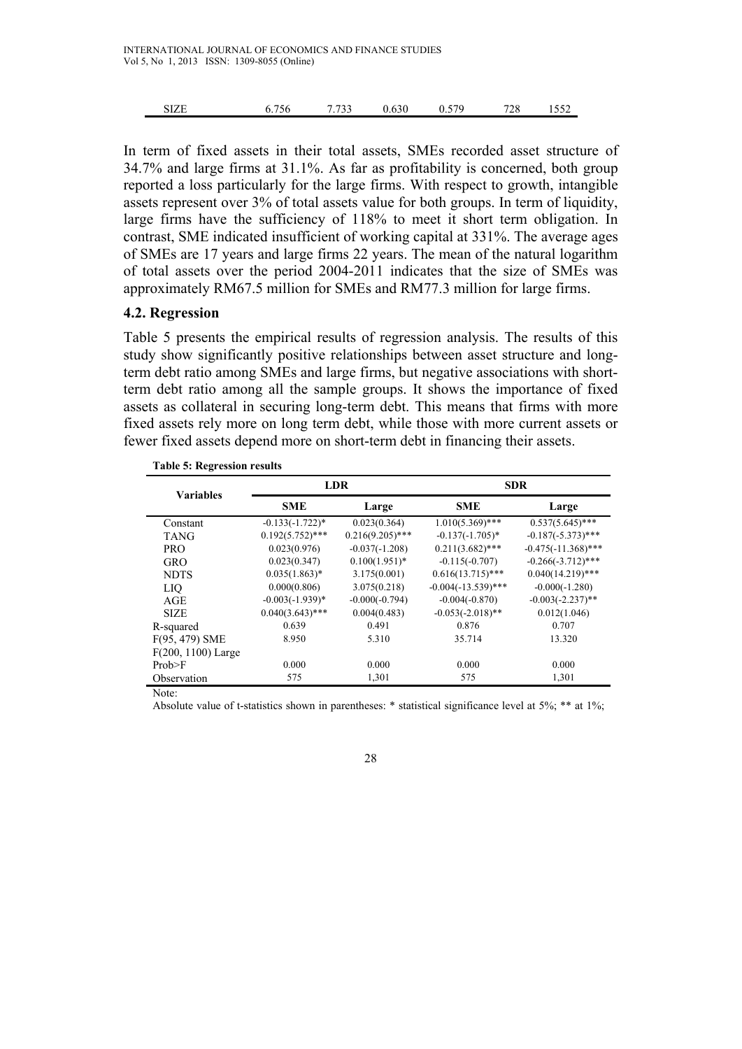| SIZE | 6.756 | 7.733 | 0.630 | 0.579 | 728 | 1552 |
|---|---|---|---|---|---|---|

In term of fixed assets in their total assets, SMEs recorded asset structure of 34.7% and large firms at 31.1%. As far as profitability is concerned, both group reported a loss particularly for the large firms. With respect to growth, intangible assets represent over 3% of total assets value for both groups. In term of liquidity, large firms have the sufficiency of 118% to meet it short term obligation. In contrast, SME indicated insufficient of working capital at 331%. The average ages of SMEs are 17 years and large firms 22 years. The mean of the natural logarithm of total assets over the period 2004-2011 indicates that the size of SMEs was approximately RM67.5 million for SMEs and RM77.3 million for large firms.

### 4.2. Regression

Table 5 presents the empirical results of regression analysis. The results of this study show significantly positive relationships between asset structure and long-term debt ratio among SMEs and large firms, but negative associations with short-term debt ratio among all the sample groups. It shows the importance of fixed assets as collateral in securing long-term debt. This means that firms with more fixed assets rely more on long term debt, while those with more current assets or fewer fixed assets depend more on short-term debt in financing their assets.

**Table 5: Regression results**

| Variables | LDR | | SDR | |
|---|---|---|---|---|
| | SME | Large | SME | Large |
| Constant | -0.133(-1.722)* | 0.023(0.364) | 1.010(5.369)*** | 0.537(5.645)*** |
| TANG | 0.192(5.752)*** | 0.216(9.205)*** | -0.137(-1.705)* | -0.187(-5.373)*** |
| PRO | 0.023(0.976) | -0.037(-1.208) | 0.211(3.682)*** | -0.475(-11.368)*** |
| GRO | 0.023(0.347) | 0.100(1.951)* | -0.115(-0.707) | -0.266(-3.712)*** |
| NDTS | 0.035(1.863)* | 3.175(0.001) | 0.616(13.715)*** | 0.040(14.219)*** |
| LIQ | 0.000(0.806) | 3.075(0.218) | -0.004(-13.539)*** | -0.000(-1.280) |
| AGE | -0.003(-1.939)* | -0.000(-0.794) | -0.004(-0.870) | -0.003(-2.237)** |
| SIZE | 0.040(3.643)*** | 0.004(0.483) | -0.053(-2.018)** | 0.012(1.046) |
| R-squared | 0.639 | 0.491 | 0.876 | 0.707 |
| F(95, 479) SME<br>F(200, 1100) Large | 8.950 | 5.310 | 35.714 | 13.320 |
| Prob>F | 0.000 | 0.000 | 0.000 | 0.000 |
| Observation | 575 | 1,301 | 575 | 1,301 |

Note:

Absolute value of t-statistics shown in parentheses: * statistical significance level at 5%; ** at 1%;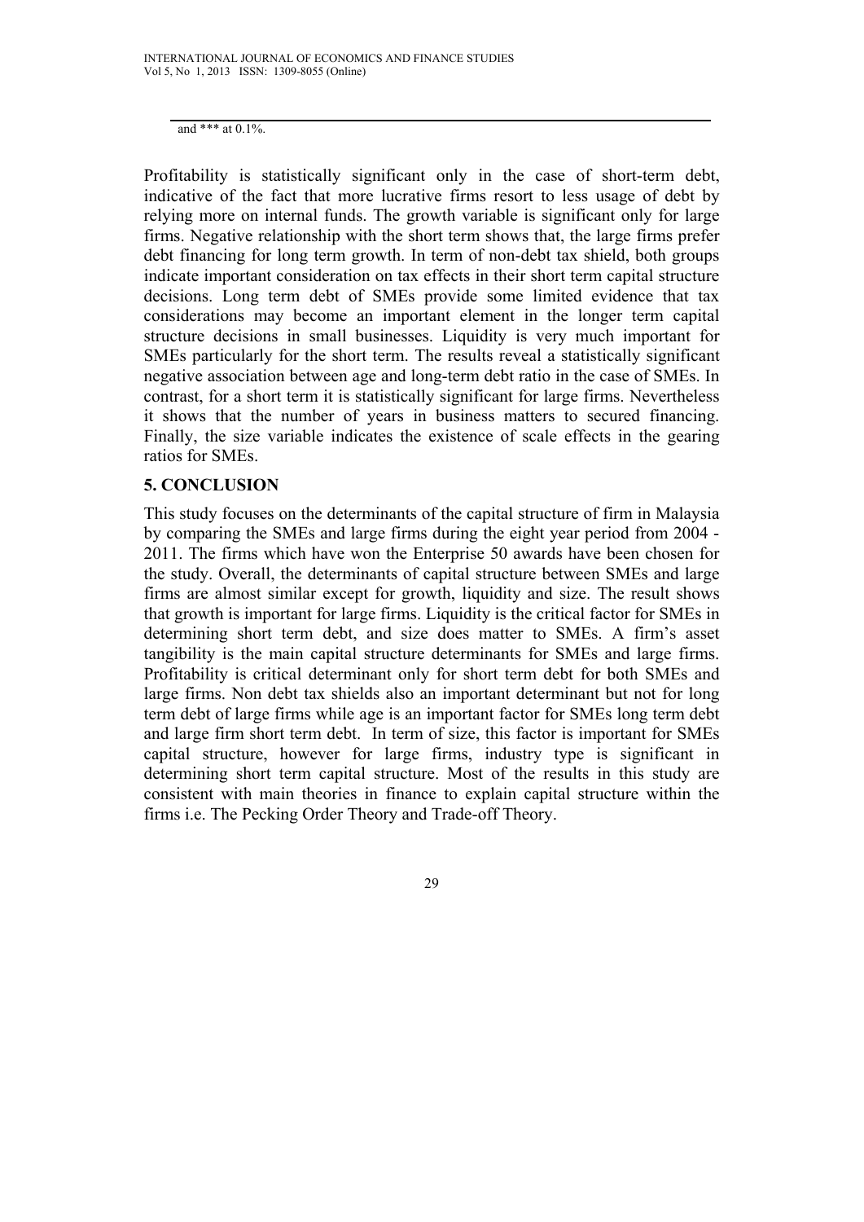and *** at 0.1%.

Profitability is statistically significant only in the case of short-term debt, indicative of the fact that more lucrative firms resort to less usage of debt by relying more on internal funds. The growth variable is significant only for large firms. Negative relationship with the short term shows that, the large firms prefer debt financing for long term growth. In term of non-debt tax shield, both groups indicate important consideration on tax effects in their short term capital structure decisions. Long term debt of SMEs provide some limited evidence that tax considerations may become an important element in the longer term capital structure decisions in small businesses. Liquidity is very much important for SMEs particularly for the short term. The results reveal a statistically significant negative association between age and long-term debt ratio in the case of SMEs. In contrast, for a short term it is statistically significant for large firms. Nevertheless it shows that the number of years in business matters to secured financing. Finally, the size variable indicates the existence of scale effects in the gearing ratios for SMEs.

## 5. CONCLUSION

This study focuses on the determinants of the capital structure of firm in Malaysia by comparing the SMEs and large firms during the eight year period from 2004 - 2011. The firms which have won the Enterprise 50 awards have been chosen for the study. Overall, the determinants of capital structure between SMEs and large firms are almost similar except for growth, liquidity and size. The result shows that growth is important for large firms. Liquidity is the critical factor for SMEs in determining short term debt, and size does matter to SMEs. A firm's asset tangibility is the main capital structure determinants for SMEs and large firms. Profitability is critical determinant only for short term debt for both SMEs and large firms. Non debt tax shields also an important determinant but not for long term debt of large firms while age is an important factor for SMEs long term debt and large firm short term debt. In term of size, this factor is important for SMEs capital structure, however for large firms, industry type is significant in determining short term capital structure. Most of the results in this study are consistent with main theories in finance to explain capital structure within the firms i.e. The Pecking Order Theory and Trade-off Theory.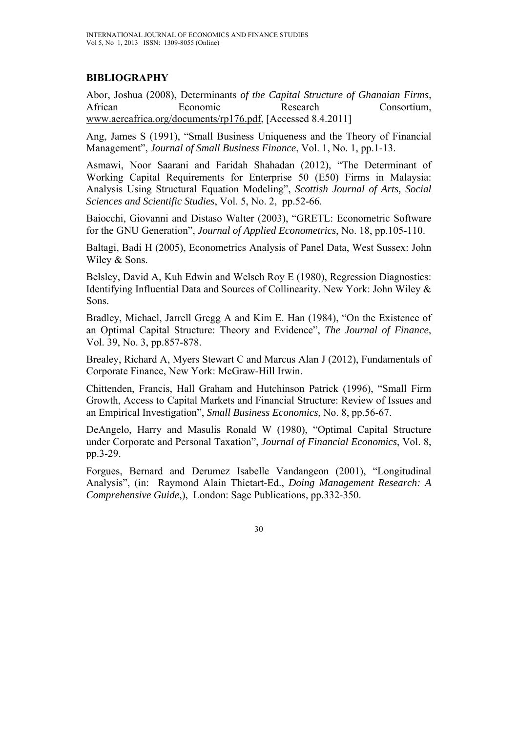## BIBLIOGRAPHY

Abor, Joshua (2008), Determinants *of the Capital Structure of Ghanaian Firms*, African Economic Research Consortium, www.aercafrica.org/documents/rp176.pdf, [Accessed 8.4.2011]

Ang, James S (1991), "Small Business Uniqueness and the Theory of Financial Management", *Journal of Small Business Finance*, Vol. 1, No. 1, pp.1-13.

Asmawi, Noor Saarani and Faridah Shahadan (2012), "The Determinant of Working Capital Requirements for Enterprise 50 (E50) Firms in Malaysia: Analysis Using Structural Equation Modeling", *Scottish Journal of Arts, Social Sciences and Scientific Studies*, Vol. 5, No. 2, pp.52-66.

Baiocchi, Giovanni and Distaso Walter (2003), "GRETL: Econometric Software for the GNU Generation", *Journal of Applied Econometrics*, No. 18, pp.105-110.

Baltagi, Badi H (2005), Econometrics Analysis of Panel Data, West Sussex: John Wiley & Sons.

Belsley, David A, Kuh Edwin and Welsch Roy E (1980), Regression Diagnostics: Identifying Influential Data and Sources of Collinearity. New York: John Wiley & Sons.

Bradley, Michael, Jarrell Gregg A and Kim E. Han (1984), "On the Existence of an Optimal Capital Structure: Theory and Evidence", *The Journal of Finance*, Vol. 39, No. 3, pp.857-878.

Brealey, Richard A, Myers Stewart C and Marcus Alan J (2012), Fundamentals of Corporate Finance, New York: McGraw-Hill Irwin.

Chittenden, Francis, Hall Graham and Hutchinson Patrick (1996), "Small Firm Growth, Access to Capital Markets and Financial Structure: Review of Issues and an Empirical Investigation", *Small Business Economics*, No. 8, pp.56-67.

DeAngelo, Harry and Masulis Ronald W (1980), "Optimal Capital Structure under Corporate and Personal Taxation", *Journal of Financial Economics*, Vol. 8, pp.3-29.

Forgues, Bernard and Derumez Isabelle Vandangeon (2001), "Longitudinal Analysis", (in: Raymond Alain Thietart-Ed., *Doing Management Research: A Comprehensive Guide*,), London: Sage Publications, pp.332-350.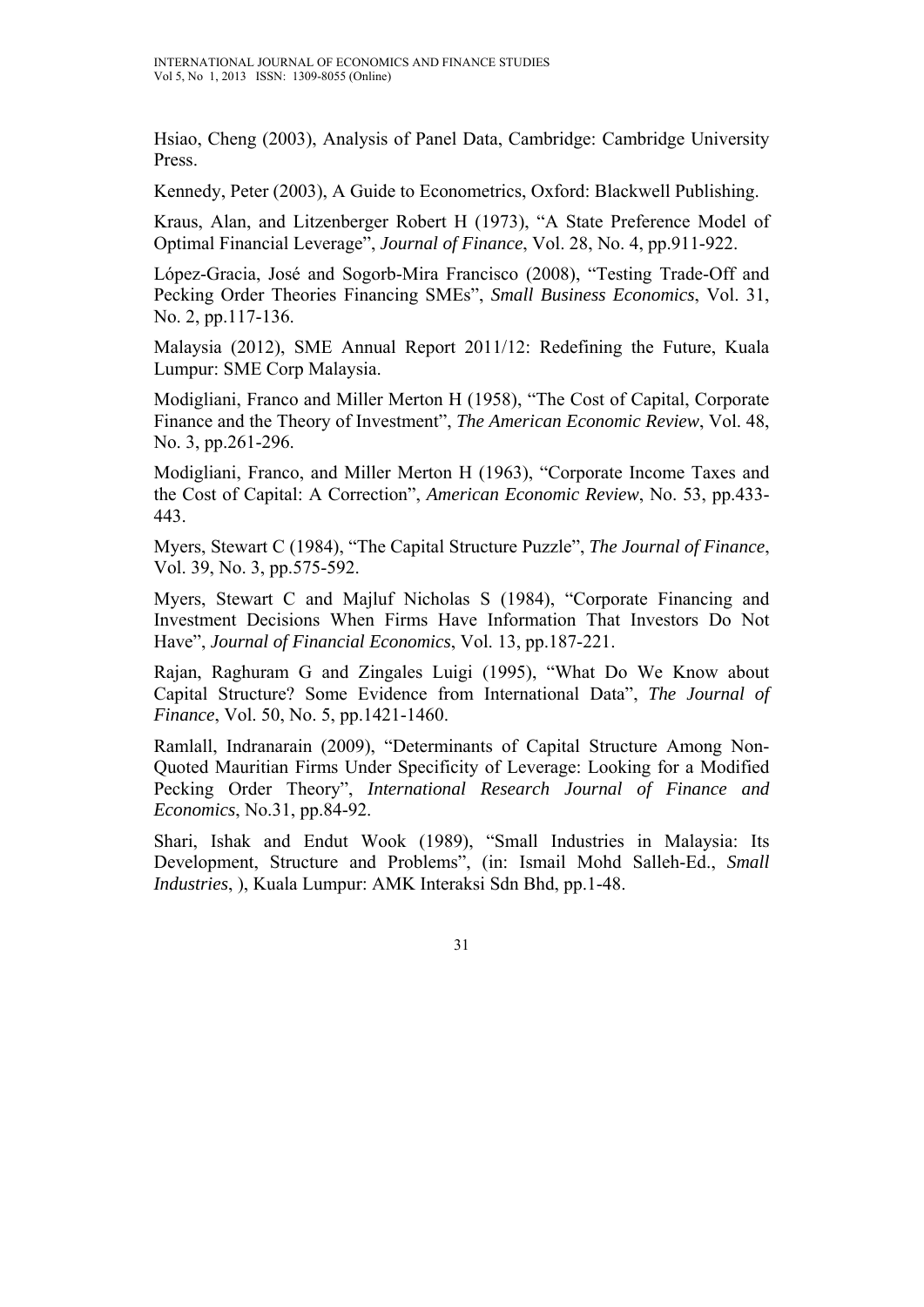Hsiao, Cheng (2003), Analysis of Panel Data, Cambridge: Cambridge University Press.

Kennedy, Peter (2003), A Guide to Econometrics, Oxford: Blackwell Publishing.

Kraus, Alan, and Litzenberger Robert H (1973), "A State Preference Model of Optimal Financial Leverage", *Journal of Finance*, Vol. 28, No. 4, pp.911-922.

López-Gracia, José and Sogorb-Mira Francisco (2008), "Testing Trade-Off and Pecking Order Theories Financing SMEs", *Small Business Economics*, Vol. 31, No. 2, pp.117-136.

Malaysia (2012), SME Annual Report 2011/12: Redefining the Future, Kuala Lumpur: SME Corp Malaysia.

Modigliani, Franco and Miller Merton H (1958), "The Cost of Capital, Corporate Finance and the Theory of Investment", *The American Economic Review*, Vol. 48, No. 3, pp.261-296.

Modigliani, Franco, and Miller Merton H (1963), "Corporate Income Taxes and the Cost of Capital: A Correction", *American Economic Review*, No. 53, pp.433-443.

Myers, Stewart C (1984), "The Capital Structure Puzzle", *The Journal of Finance*, Vol. 39, No. 3, pp.575-592.

Myers, Stewart C and Majluf Nicholas S (1984), "Corporate Financing and Investment Decisions When Firms Have Information That Investors Do Not Have", *Journal of Financial Economics*, Vol. 13, pp.187-221.

Rajan, Raghuram G and Zingales Luigi (1995), "What Do We Know about Capital Structure? Some Evidence from International Data", *The Journal of Finance*, Vol. 50, No. 5, pp.1421-1460.

Ramlall, Indranarain (2009), "Determinants of Capital Structure Among Non-Quoted Mauritian Firms Under Specificity of Leverage: Looking for a Modified Pecking Order Theory", *International Research Journal of Finance and Economics*, No.31, pp.84-92.

Shari, Ishak and Endut Wook (1989), "Small Industries in Malaysia: Its Development, Structure and Problems", (in: Ismail Mohd Salleh-Ed., *Small Industries*, ), Kuala Lumpur: AMK Interaksi Sdn Bhd, pp.1-48.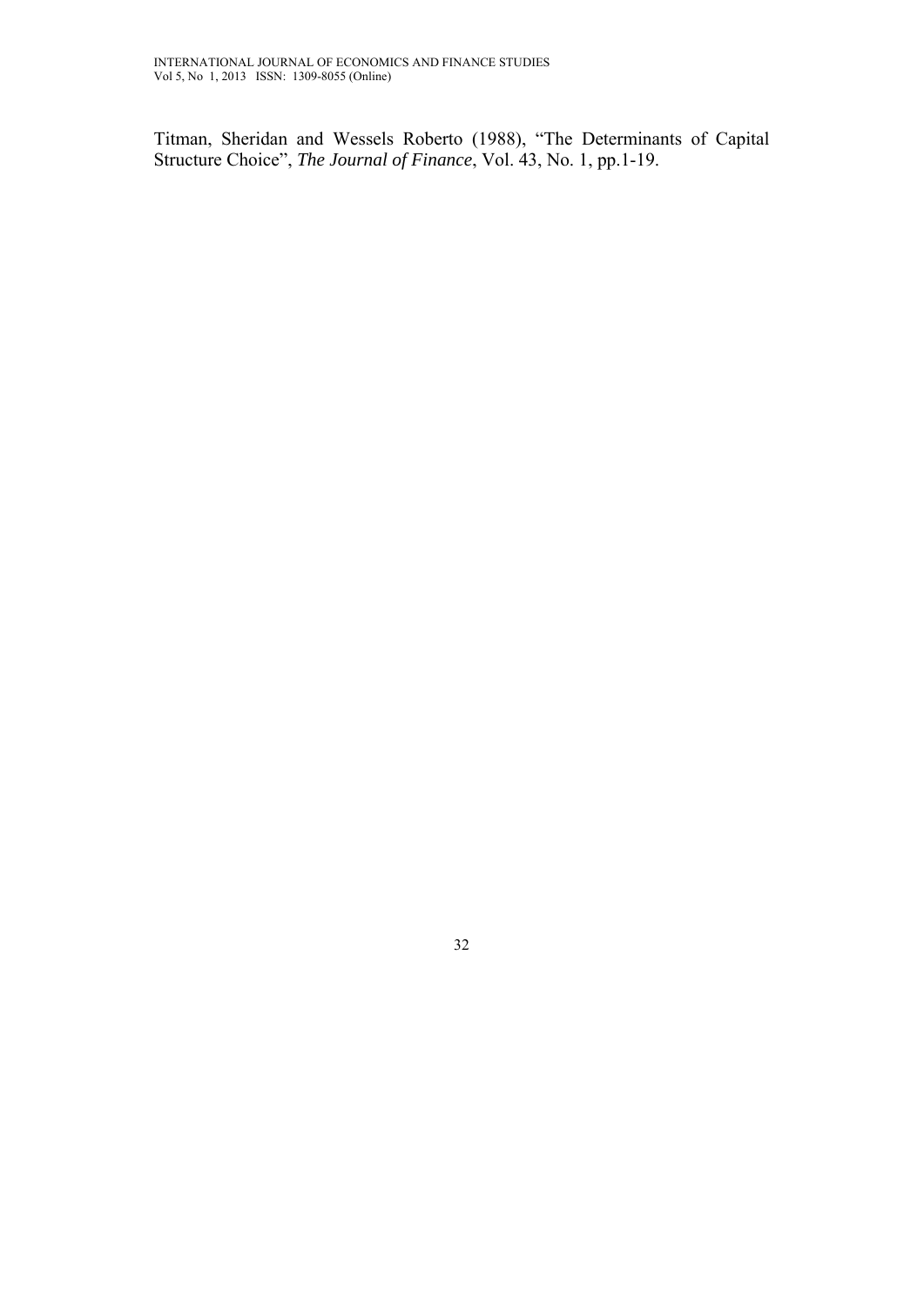Titman, Sheridan and Wessels Roberto (1988), "The Determinants of Capital Structure Choice", *The Journal of Finance*, Vol. 43, No. 1, pp.1-19.